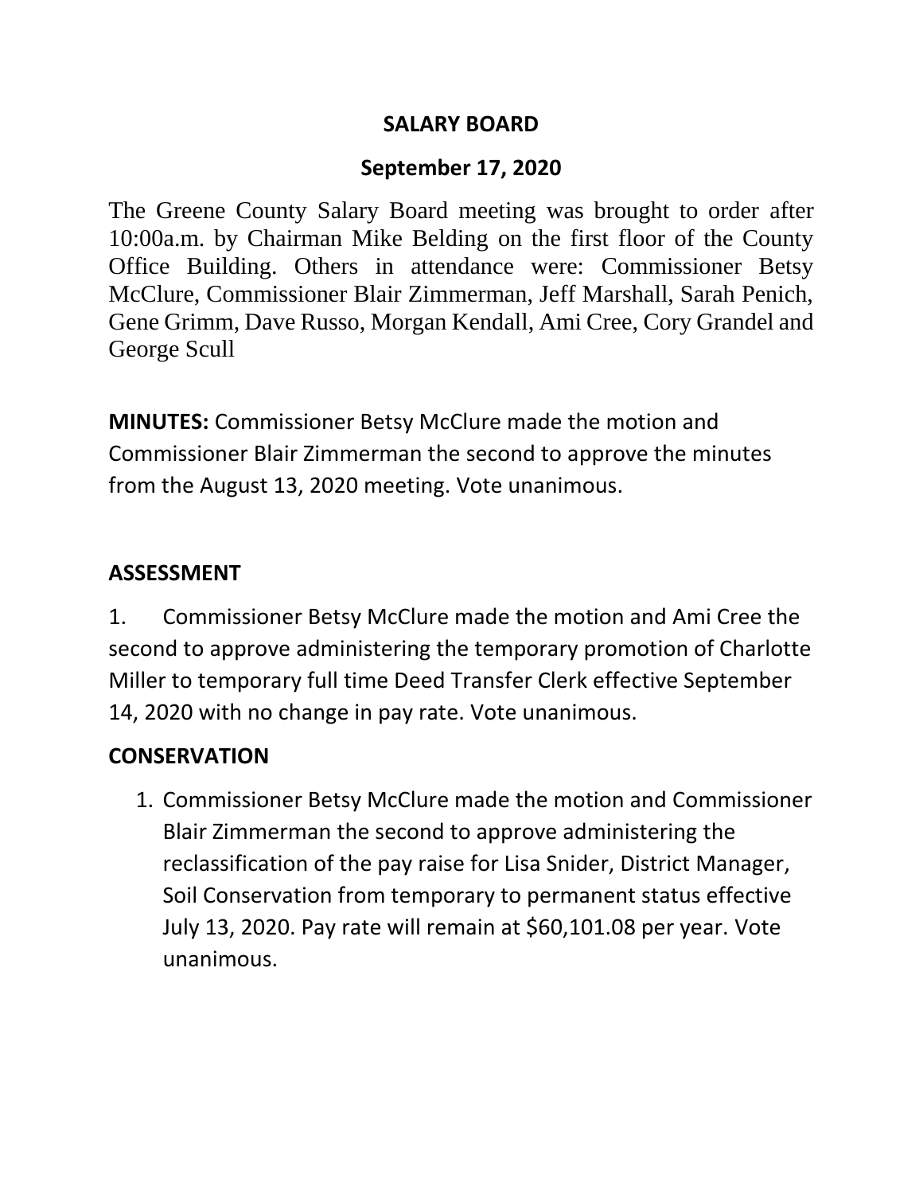# SALARY BOARD

## September 17, 2020

The Greene County Salary Board meeting was brought to order after 10:00a.m. by Chairman Mike Belding on the first floor of the County Office Building. Others in attendance were: Commissioner Betsy McClure, Commissioner Blair Zimmerman, Jeff Marshall, Sarah Penich, Gene Grimm, Dave Russo, Morgan Kendall, Ami Cree, Cory Grandel and George Scull

**MINUTES:** Commissioner Betsy McClure made the motion and Commissioner Blair Zimmerman the second to approve the minutes from the August 13, 2020 meeting. Vote unanimous.

**ASSESSMENT**

1. Commissioner Betsy McClure made the motion and Ami Cree the second to approve administering the temporary promotion of Charlotte Miller to temporary full time Deed Transfer Clerk effective September 14, 2020 with no change in pay rate. Vote unanimous.

**CONSERVATION**

1. Commissioner Betsy McClure made the motion and Commissioner Blair Zimmerman the second to approve administering the reclassification of the pay raise for Lisa Snider, District Manager, Soil Conservation from temporary to permanent status effective July 13, 2020. Pay rate will remain at $60,101.08 per year. Vote unanimous.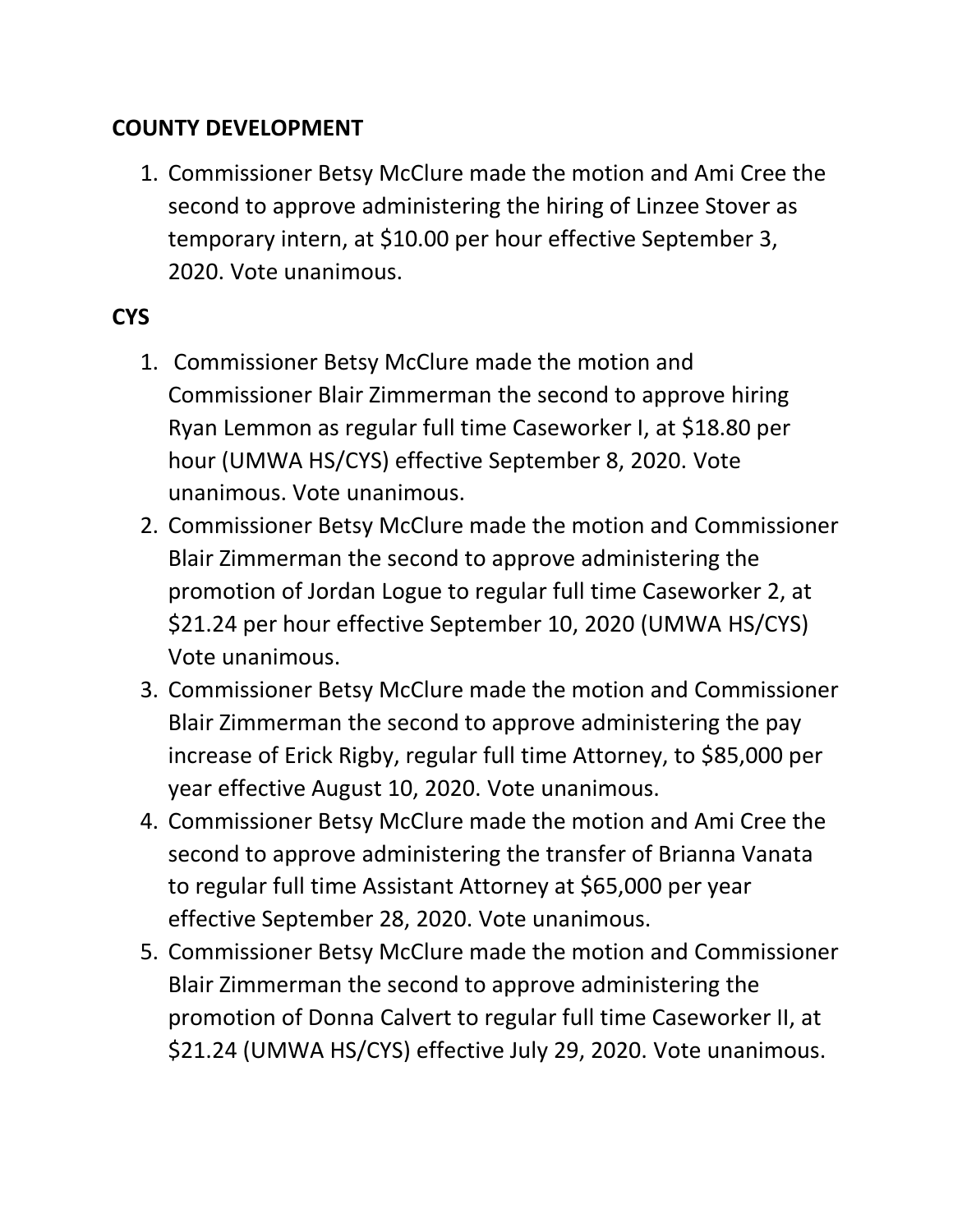**COUNTY DEVELOPMENT**

1. Commissioner Betsy McClure made the motion and Ami Cree the second to approve administering the hiring of Linzee Stover as temporary intern, at $10.00 per hour effective September 3, 2020. Vote unanimous.

**CYS**

1. Commissioner Betsy McClure made the motion and Commissioner Blair Zimmerman the second to approve hiring Ryan Lemmon as regular full time Caseworker I, at $18.80 per hour (UMWA HS/CYS) effective September 8, 2020. Vote unanimous. Vote unanimous.
2. Commissioner Betsy McClure made the motion and Commissioner Blair Zimmerman the second to approve administering the promotion of Jordan Logue to regular full time Caseworker 2, at $21.24 per hour effective September 10, 2020 (UMWA HS/CYS) Vote unanimous.
3. Commissioner Betsy McClure made the motion and Commissioner Blair Zimmerman the second to approve administering the pay increase of Erick Rigby, regular full time Attorney, to $85,000 per year effective August 10, 2020. Vote unanimous.
4. Commissioner Betsy McClure made the motion and Ami Cree the second to approve administering the transfer of Brianna Vanata to regular full time Assistant Attorney at $65,000 per year effective September 28, 2020. Vote unanimous.
5. Commissioner Betsy McClure made the motion and Commissioner Blair Zimmerman the second to approve administering the promotion of Donna Calvert to regular full time Caseworker II, at $21.24 (UMWA HS/CYS) effective July 29, 2020. Vote unanimous.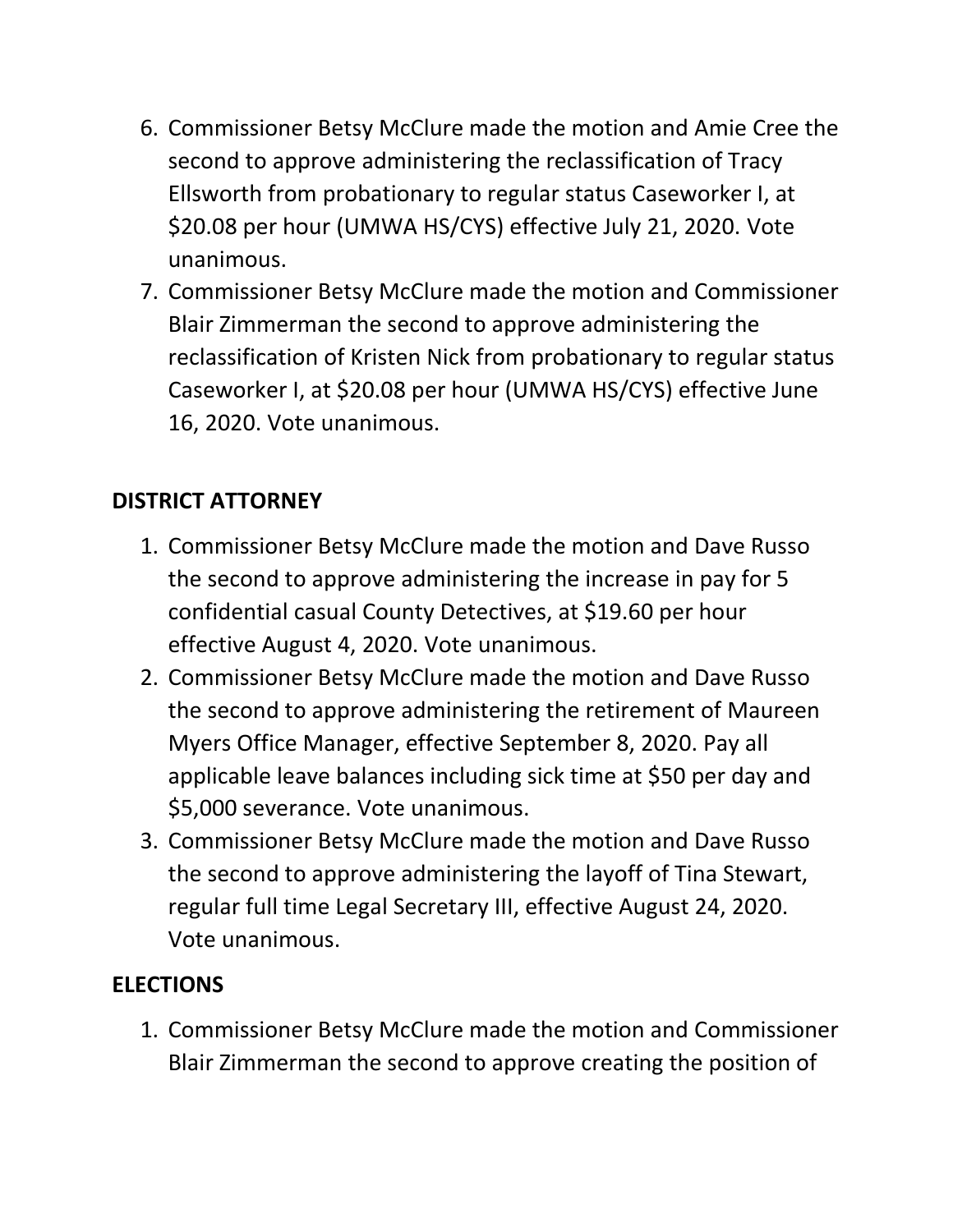6. Commissioner Betsy McClure made the motion and Amie Cree the second to approve administering the reclassification of Tracy Ellsworth from probationary to regular status Caseworker I, at $20.08 per hour (UMWA HS/CYS) effective July 21, 2020. Vote unanimous.
7. Commissioner Betsy McClure made the motion and Commissioner Blair Zimmerman the second to approve administering the reclassification of Kristen Nick from probationary to regular status Caseworker I, at $20.08 per hour (UMWA HS/CYS) effective June 16, 2020. Vote unanimous.

**DISTRICT ATTORNEY**

1. Commissioner Betsy McClure made the motion and Dave Russo the second to approve administering the increase in pay for 5 confidential casual County Detectives, at $19.60 per hour effective August 4, 2020. Vote unanimous.
2. Commissioner Betsy McClure made the motion and Dave Russo the second to approve administering the retirement of Maureen Myers Office Manager, effective September 8, 2020. Pay all applicable leave balances including sick time at $50 per day and $5,000 severance. Vote unanimous.
3. Commissioner Betsy McClure made the motion and Dave Russo the second to approve administering the layoff of Tina Stewart, regular full time Legal Secretary III, effective August 24, 2020. Vote unanimous.

**ELECTIONS**

1. Commissioner Betsy McClure made the motion and Commissioner Blair Zimmerman the second to approve creating the position of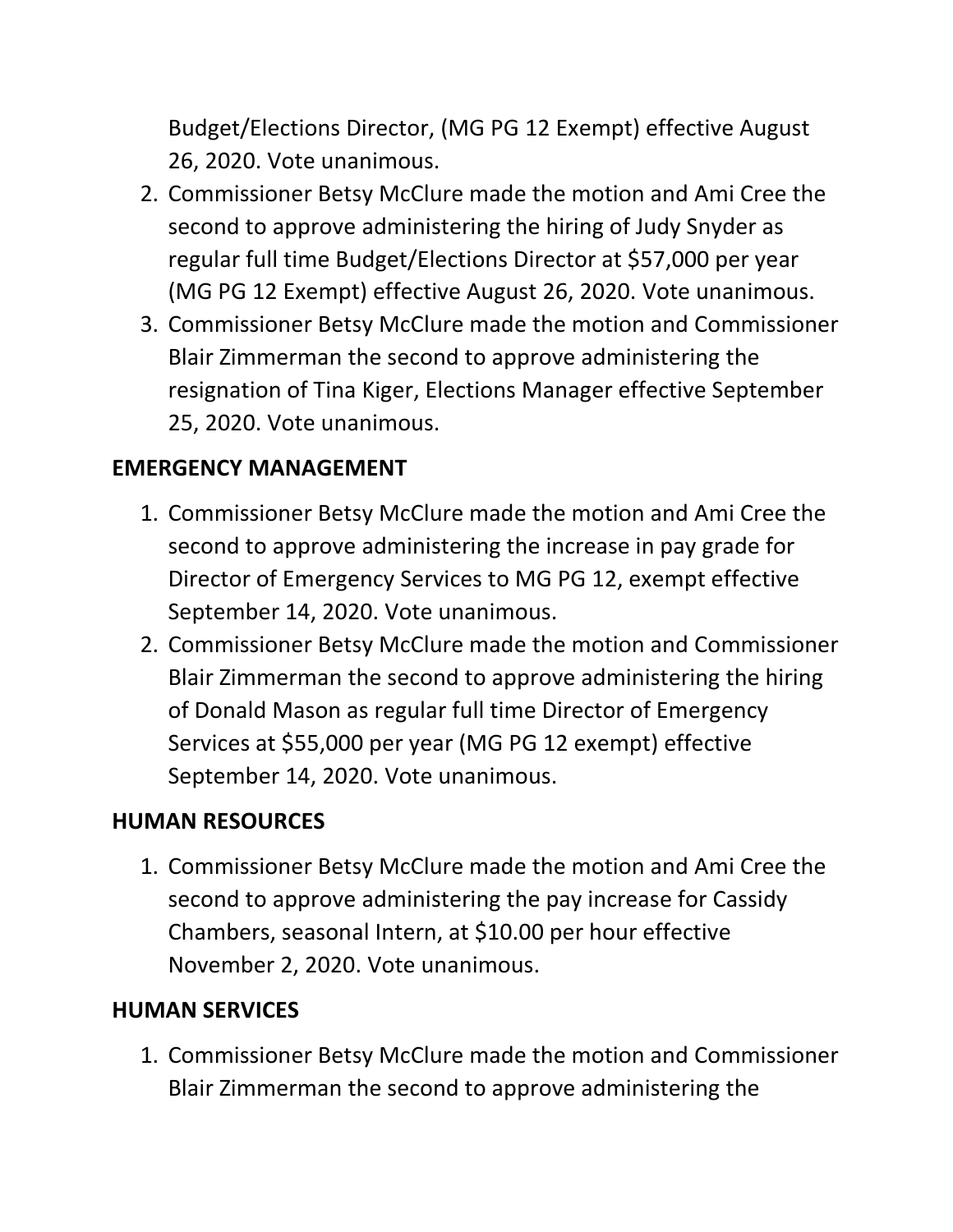Budget/Elections Director, (MG PG 12 Exempt) effective August 26, 2020. Vote unanimous.

2. Commissioner Betsy McClure made the motion and Ami Cree the second to approve administering the hiring of Judy Snyder as regular full time Budget/Elections Director at $57,000 per year (MG PG 12 Exempt) effective August 26, 2020. Vote unanimous.
3. Commissioner Betsy McClure made the motion and Commissioner Blair Zimmerman the second to approve administering the resignation of Tina Kiger, Elections Manager effective September 25, 2020. Vote unanimous.

**EMERGENCY MANAGEMENT**

1. Commissioner Betsy McClure made the motion and Ami Cree the second to approve administering the increase in pay grade for Director of Emergency Services to MG PG 12, exempt effective September 14, 2020. Vote unanimous.
2. Commissioner Betsy McClure made the motion and Commissioner Blair Zimmerman the second to approve administering the hiring of Donald Mason as regular full time Director of Emergency Services at $55,000 per year (MG PG 12 exempt) effective September 14, 2020. Vote unanimous.

**HUMAN RESOURCES**

1. Commissioner Betsy McClure made the motion and Ami Cree the second to approve administering the pay increase for Cassidy Chambers, seasonal Intern, at $10.00 per hour effective November 2, 2020. Vote unanimous.

**HUMAN SERVICES**

1. Commissioner Betsy McClure made the motion and Commissioner Blair Zimmerman the second to approve administering the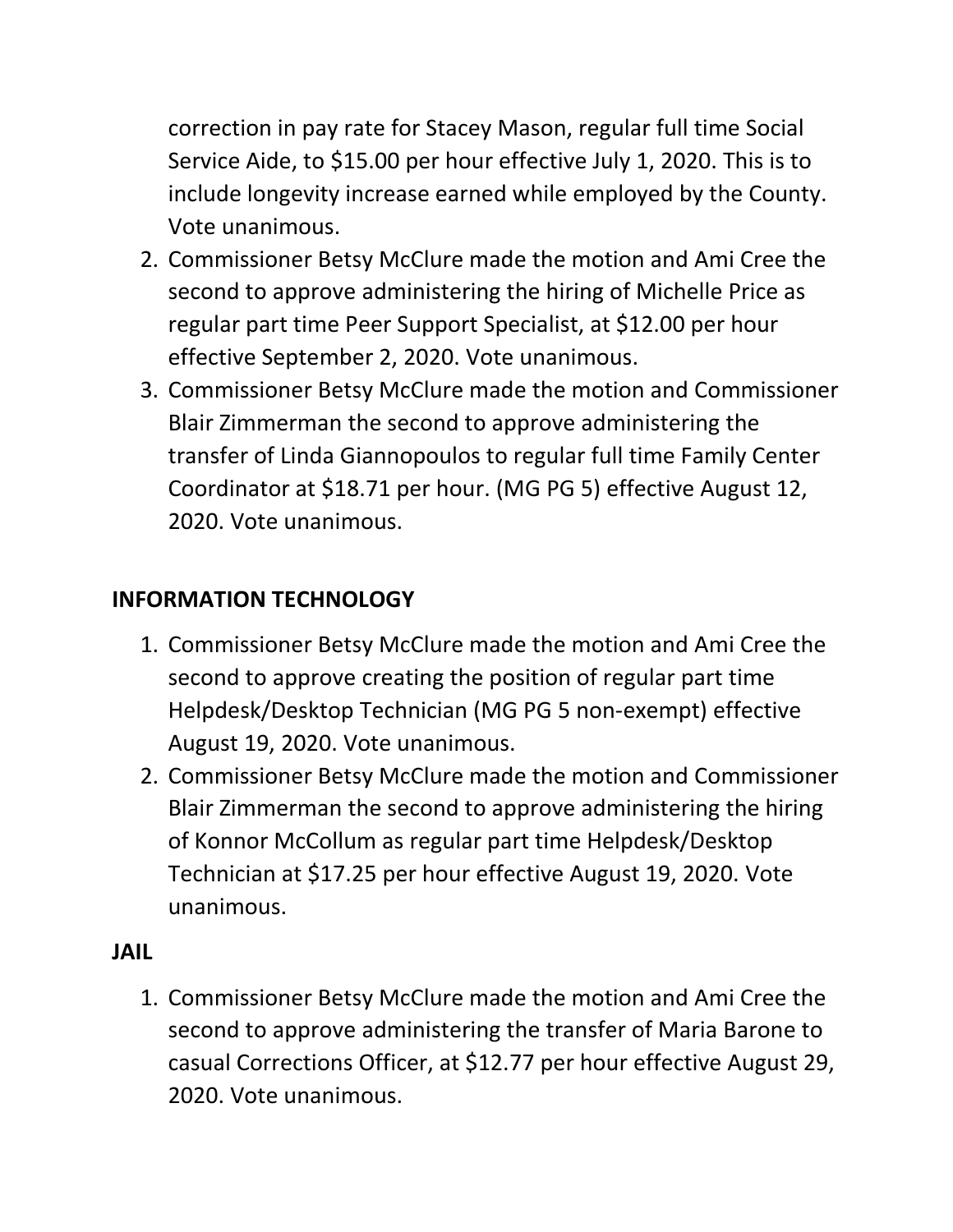correction in pay rate for Stacey Mason, regular full time Social Service Aide, to $15.00 per hour effective July 1, 2020. This is to include longevity increase earned while employed by the County. Vote unanimous.

2. Commissioner Betsy McClure made the motion and Ami Cree the second to approve administering the hiring of Michelle Price as regular part time Peer Support Specialist, at $12.00 per hour effective September 2, 2020. Vote unanimous.
3. Commissioner Betsy McClure made the motion and Commissioner Blair Zimmerman the second to approve administering the transfer of Linda Giannopoulos to regular full time Family Center Coordinator at $18.71 per hour. (MG PG 5) effective August 12, 2020. Vote unanimous.

**INFORMATION TECHNOLOGY**

1. Commissioner Betsy McClure made the motion and Ami Cree the second to approve creating the position of regular part time Helpdesk/Desktop Technician (MG PG 5 non-exempt) effective August 19, 2020. Vote unanimous.
2. Commissioner Betsy McClure made the motion and Commissioner Blair Zimmerman the second to approve administering the hiring of Konnor McCollum as regular part time Helpdesk/Desktop Technician at $17.25 per hour effective August 19, 2020. Vote unanimous.

**JAIL**

1. Commissioner Betsy McClure made the motion and Ami Cree the second to approve administering the transfer of Maria Barone to casual Corrections Officer, at $12.77 per hour effective August 29, 2020. Vote unanimous.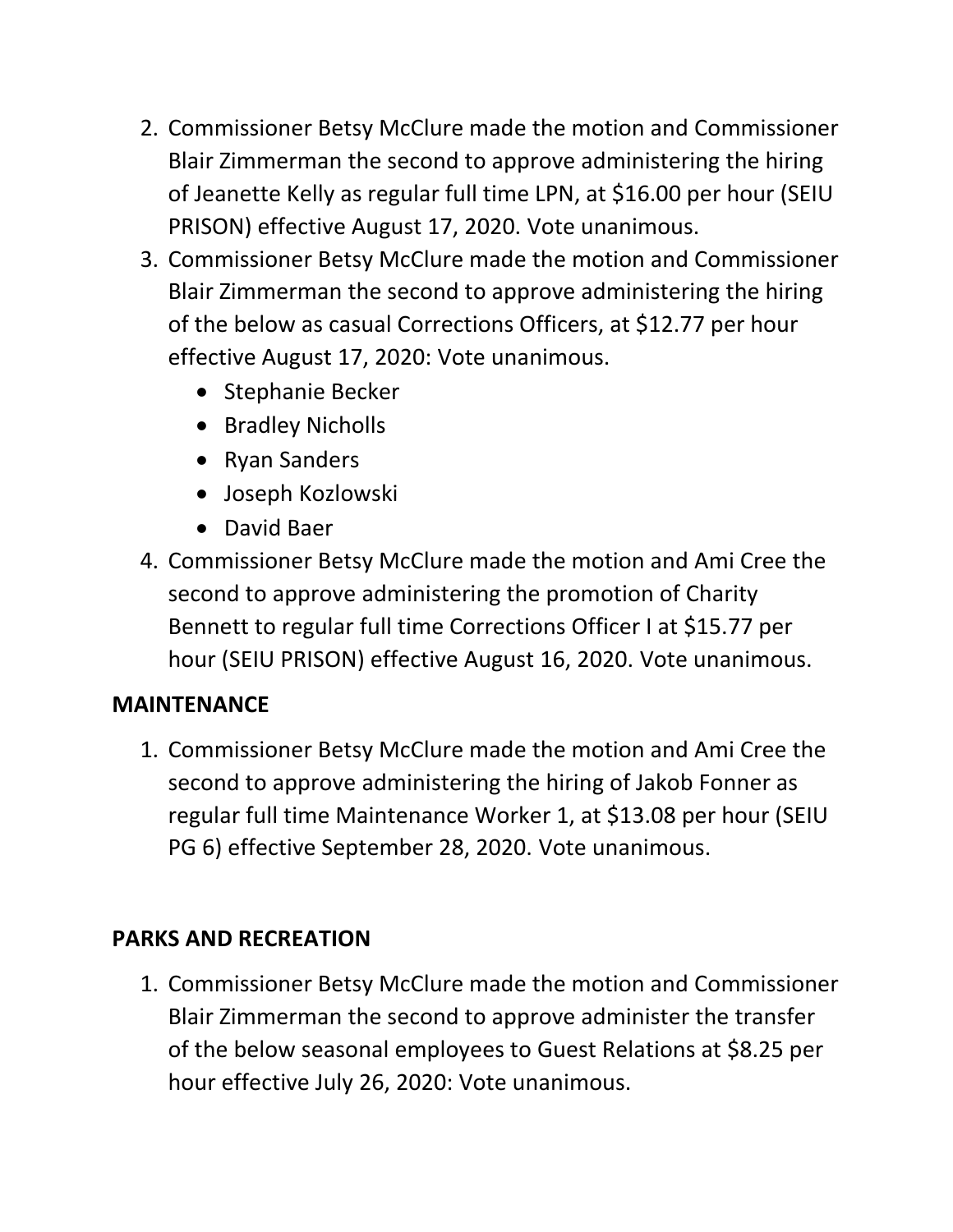2. Commissioner Betsy McClure made the motion and Commissioner Blair Zimmerman the second to approve administering the hiring of Jeanette Kelly as regular full time LPN, at $16.00 per hour (SEIU PRISON) effective August 17, 2020. Vote unanimous.
3. Commissioner Betsy McClure made the motion and Commissioner Blair Zimmerman the second to approve administering the hiring of the below as casual Corrections Officers, at $12.77 per hour effective August 17, 2020: Vote unanimous.
   - Stephanie Becker
   - Bradley Nicholls
   - Ryan Sanders
   - Joseph Kozlowski
   - David Baer
4. Commissioner Betsy McClure made the motion and Ami Cree the second to approve administering the promotion of Charity Bennett to regular full time Corrections Officer I at $15.77 per hour (SEIU PRISON) effective August 16, 2020. Vote unanimous.

**MAINTENANCE**

1. Commissioner Betsy McClure made the motion and Ami Cree the second to approve administering the hiring of Jakob Fonner as regular full time Maintenance Worker 1, at $13.08 per hour (SEIU PG 6) effective September 28, 2020. Vote unanimous.

**PARKS AND RECREATION**

1. Commissioner Betsy McClure made the motion and Commissioner Blair Zimmerman the second to approve administer the transfer of the below seasonal employees to Guest Relations at $8.25 per hour effective July 26, 2020: Vote unanimous.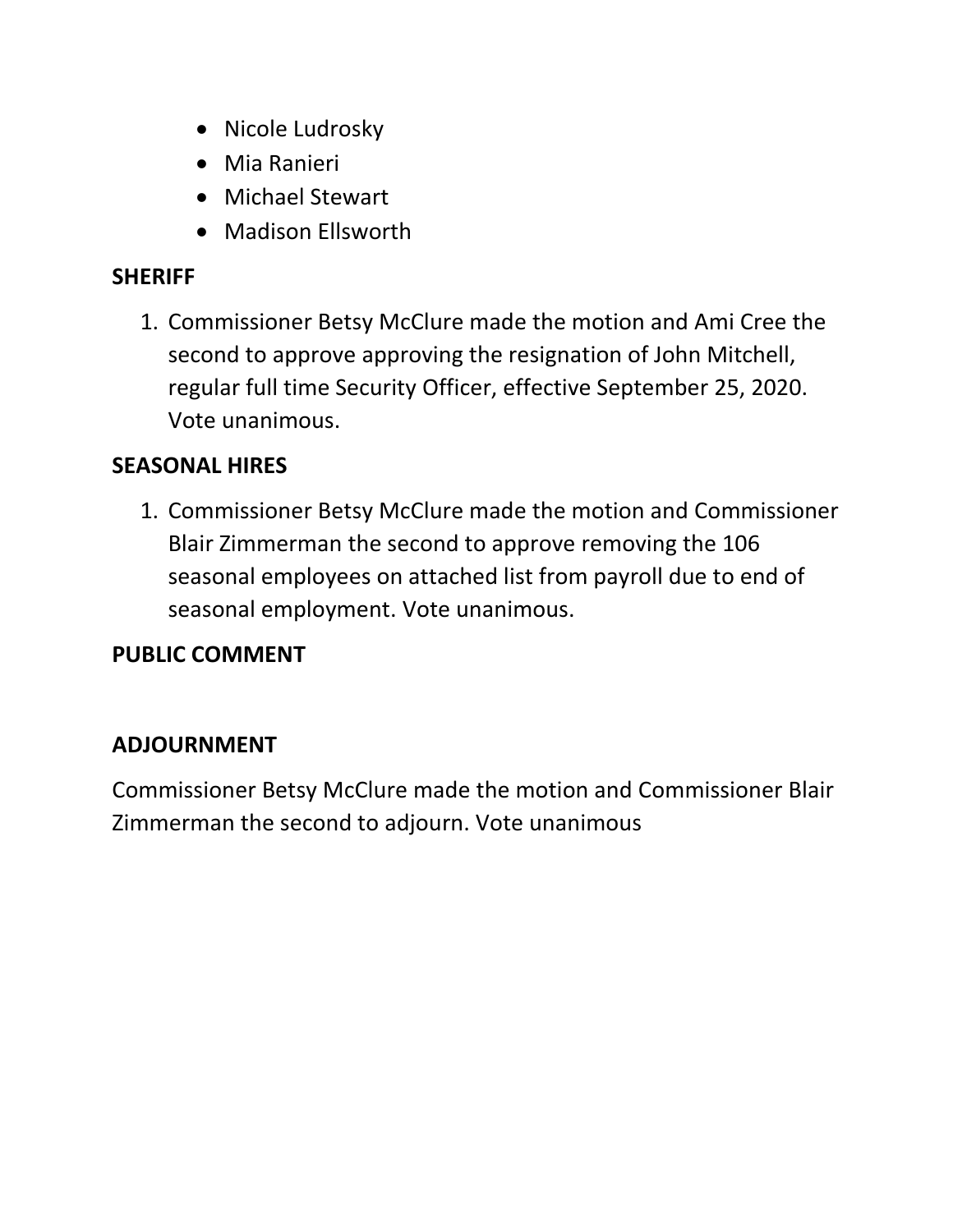- Nicole Ludrosky
- Mia Ranieri
- Michael Stewart
- Madison Ellsworth

**SHERIFF**

1. Commissioner Betsy McClure made the motion and Ami Cree the second to approve approving the resignation of John Mitchell, regular full time Security Officer, effective September 25, 2020. Vote unanimous.

**SEASONAL HIRES**

1. Commissioner Betsy McClure made the motion and Commissioner Blair Zimmerman the second to approve removing the 106 seasonal employees on attached list from payroll due to end of seasonal employment. Vote unanimous.

**PUBLIC COMMENT**

**ADJOURNMENT**

Commissioner Betsy McClure made the motion and Commissioner Blair Zimmerman the second to adjourn. Vote unanimous